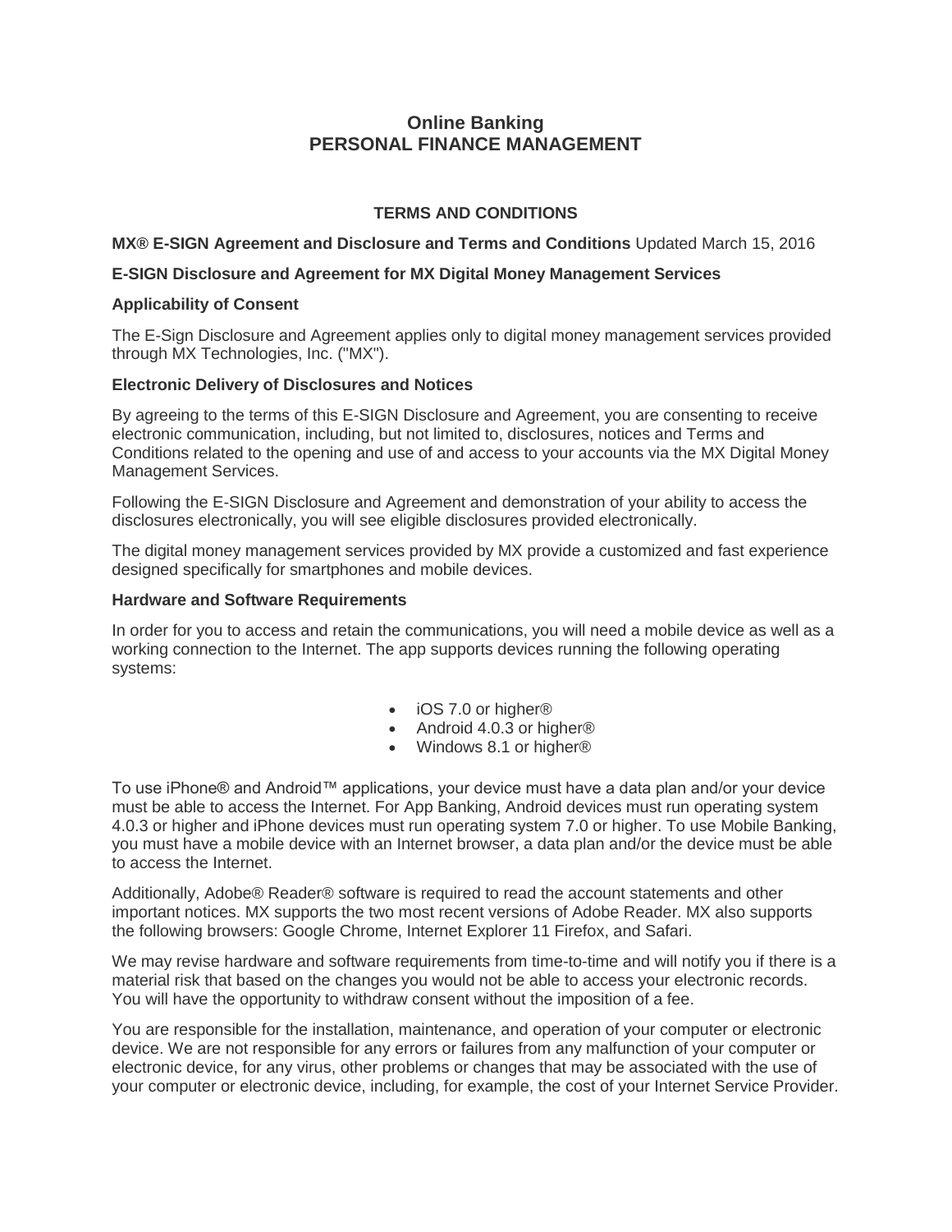# Online Banking
# PERSONAL FINANCE MANAGEMENT

## TERMS AND CONDITIONS

**MX® E-SIGN Agreement and Disclosure and Terms and Conditions** Updated March 15, 2016

**E-SIGN Disclosure and Agreement for MX Digital Money Management Services**

**Applicability of Consent**

The E-Sign Disclosure and Agreement applies only to digital money management services provided through MX Technologies, Inc. ("MX").

**Electronic Delivery of Disclosures and Notices**

By agreeing to the terms of this E-SIGN Disclosure and Agreement, you are consenting to receive electronic communication, including, but not limited to, disclosures, notices and Terms and Conditions related to the opening and use of and access to your accounts via the MX Digital Money Management Services.

Following the E-SIGN Disclosure and Agreement and demonstration of your ability to access the disclosures electronically, you will see eligible disclosures provided electronically.

The digital money management services provided by MX provide a customized and fast experience designed specifically for smartphones and mobile devices.

**Hardware and Software Requirements**

In order for you to access and retain the communications, you will need a mobile device as well as a working connection to the Internet. The app supports devices running the following operating systems:

- iOS 7.0 or higher®
- Android 4.0.3 or higher®
- Windows 8.1 or higher®

To use iPhone® and Android™ applications, your device must have a data plan and/or your device must be able to access the Internet. For App Banking, Android devices must run operating system 4.0.3 or higher and iPhone devices must run operating system 7.0 or higher. To use Mobile Banking, you must have a mobile device with an Internet browser, a data plan and/or the device must be able to access the Internet.

Additionally, Adobe® Reader® software is required to read the account statements and other important notices. MX supports the two most recent versions of Adobe Reader. MX also supports the following browsers: Google Chrome, Internet Explorer 11 Firefox, and Safari.

We may revise hardware and software requirements from time-to-time and will notify you if there is a material risk that based on the changes you would not be able to access your electronic records. You will have the opportunity to withdraw consent without the imposition of a fee.

You are responsible for the installation, maintenance, and operation of your computer or electronic device. We are not responsible for any errors or failures from any malfunction of your computer or electronic device, for any virus, other problems or changes that may be associated with the use of your computer or electronic device, including, for example, the cost of your Internet Service Provider.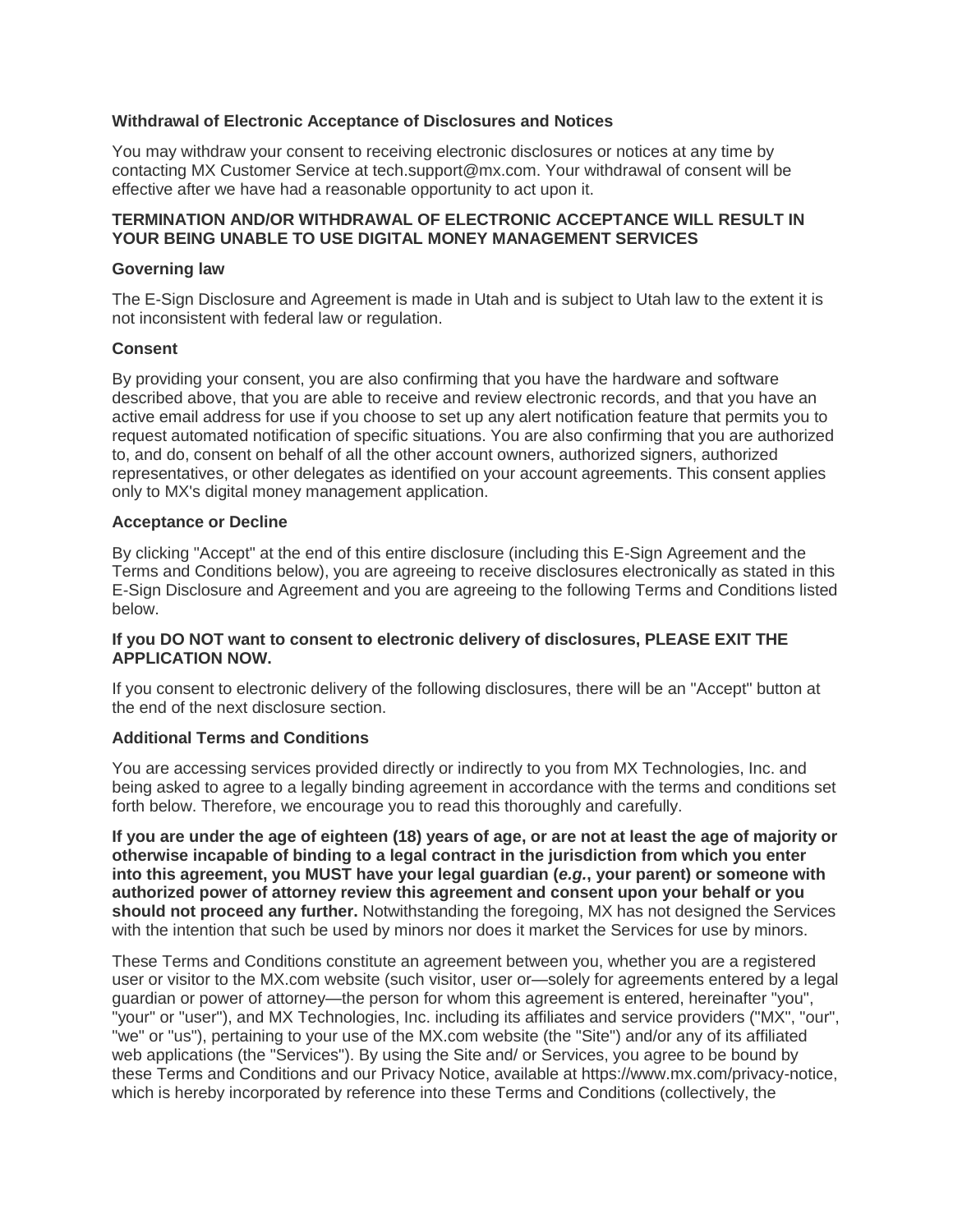**Withdrawal of Electronic Acceptance of Disclosures and Notices**

You may withdraw your consent to receiving electronic disclosures or notices at any time by contacting MX Customer Service at tech.support@mx.com. Your withdrawal of consent will be effective after we have had a reasonable opportunity to act upon it.

**TERMINATION AND/OR WITHDRAWAL OF ELECTRONIC ACCEPTANCE WILL RESULT IN YOUR BEING UNABLE TO USE DIGITAL MONEY MANAGEMENT SERVICES**

**Governing law**

The E-Sign Disclosure and Agreement is made in Utah and is subject to Utah law to the extent it is not inconsistent with federal law or regulation.

**Consent**

By providing your consent, you are also confirming that you have the hardware and software described above, that you are able to receive and review electronic records, and that you have an active email address for use if you choose to set up any alert notification feature that permits you to request automated notification of specific situations. You are also confirming that you are authorized to, and do, consent on behalf of all the other account owners, authorized signers, authorized representatives, or other delegates as identified on your account agreements. This consent applies only to MX's digital money management application.

**Acceptance or Decline**

By clicking "Accept" at the end of this entire disclosure (including this E-Sign Agreement and the Terms and Conditions below), you are agreeing to receive disclosures electronically as stated in this E-Sign Disclosure and Agreement and you are agreeing to the following Terms and Conditions listed below.

**If you DO NOT want to consent to electronic delivery of disclosures, PLEASE EXIT THE APPLICATION NOW.**

If you consent to electronic delivery of the following disclosures, there will be an "Accept" button at the end of the next disclosure section.

**Additional Terms and Conditions**

You are accessing services provided directly or indirectly to you from MX Technologies, Inc. and being asked to agree to a legally binding agreement in accordance with the terms and conditions set forth below. Therefore, we encourage you to read this thoroughly and carefully.

**If you are under the age of eighteen (18) years of age, or are not at least the age of majority or otherwise incapable of binding to a legal contract in the jurisdiction from which you enter into this agreement, you MUST have your legal guardian (*e.g.*, your parent) or someone with authorized power of attorney review this agreement and consent upon your behalf or you should not proceed any further.** Notwithstanding the foregoing, MX has not designed the Services with the intention that such be used by minors nor does it market the Services for use by minors.

These Terms and Conditions constitute an agreement between you, whether you are a registered user or visitor to the MX.com website (such visitor, user or—solely for agreements entered by a legal guardian or power of attorney—the person for whom this agreement is entered, hereinafter "you", "your" or "user"), and MX Technologies, Inc. including its affiliates and service providers ("MX", "our", "we" or "us"), pertaining to your use of the MX.com website (the "Site") and/or any of its affiliated web applications (the "Services"). By using the Site and/ or Services, you agree to be bound by these Terms and Conditions and our Privacy Notice, available at https://www.mx.com/privacy-notice, which is hereby incorporated by reference into these Terms and Conditions (collectively, the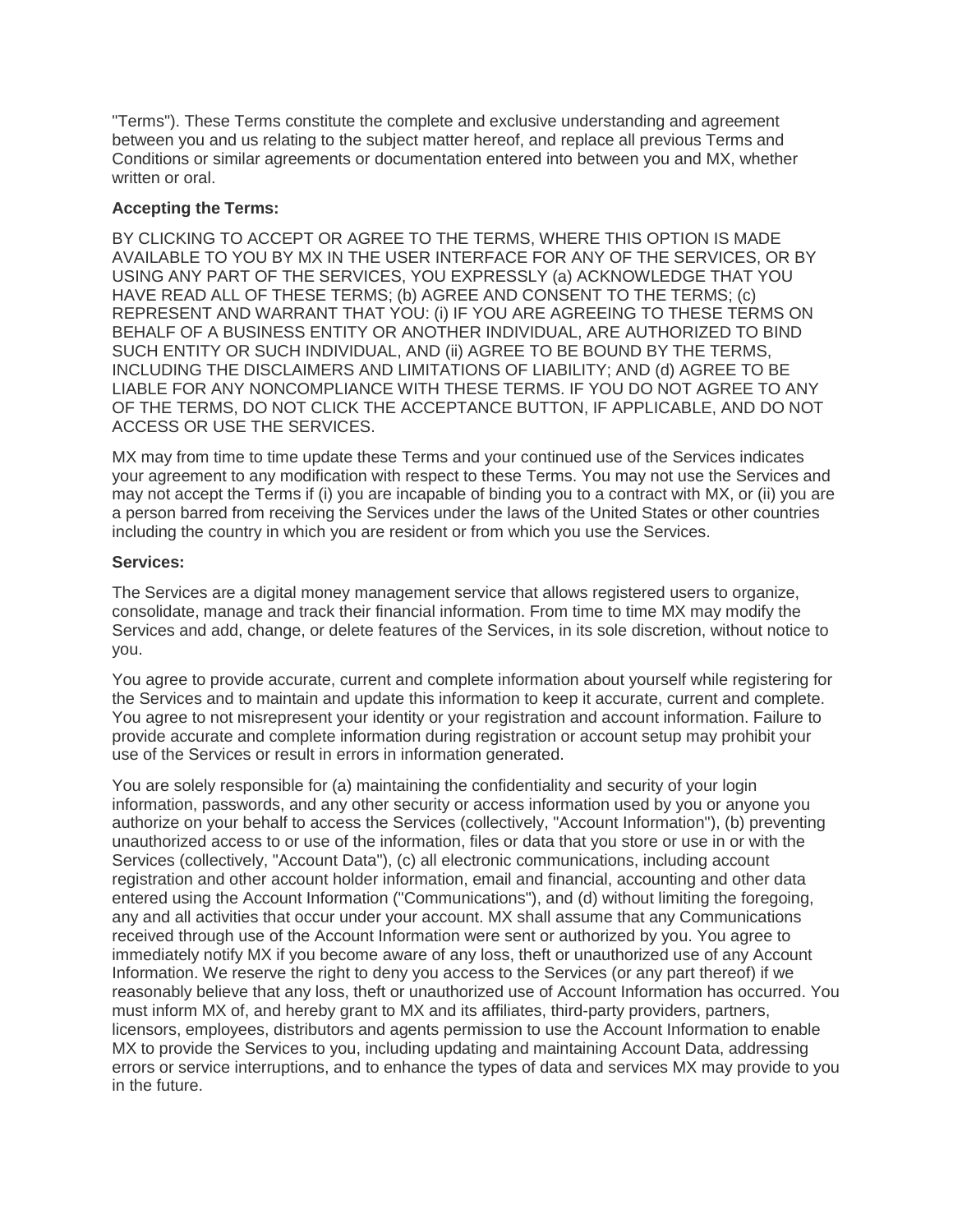"Terms"). These Terms constitute the complete and exclusive understanding and agreement between you and us relating to the subject matter hereof, and replace all previous Terms and Conditions or similar agreements or documentation entered into between you and MX, whether written or oral.

**Accepting the Terms:**

BY CLICKING TO ACCEPT OR AGREE TO THE TERMS, WHERE THIS OPTION IS MADE AVAILABLE TO YOU BY MX IN THE USER INTERFACE FOR ANY OF THE SERVICES, OR BY USING ANY PART OF THE SERVICES, YOU EXPRESSLY (a) ACKNOWLEDGE THAT YOU HAVE READ ALL OF THESE TERMS; (b) AGREE AND CONSENT TO THE TERMS; (c) REPRESENT AND WARRANT THAT YOU: (i) IF YOU ARE AGREEING TO THESE TERMS ON BEHALF OF A BUSINESS ENTITY OR ANOTHER INDIVIDUAL, ARE AUTHORIZED TO BIND SUCH ENTITY OR SUCH INDIVIDUAL, AND (ii) AGREE TO BE BOUND BY THE TERMS, INCLUDING THE DISCLAIMERS AND LIMITATIONS OF LIABILITY; AND (d) AGREE TO BE LIABLE FOR ANY NONCOMPLIANCE WITH THESE TERMS. IF YOU DO NOT AGREE TO ANY OF THE TERMS, DO NOT CLICK THE ACCEPTANCE BUTTON, IF APPLICABLE, AND DO NOT ACCESS OR USE THE SERVICES.

MX may from time to time update these Terms and your continued use of the Services indicates your agreement to any modification with respect to these Terms. You may not use the Services and may not accept the Terms if (i) you are incapable of binding you to a contract with MX, or (ii) you are a person barred from receiving the Services under the laws of the United States or other countries including the country in which you are resident or from which you use the Services.

**Services:**

The Services are a digital money management service that allows registered users to organize, consolidate, manage and track their financial information. From time to time MX may modify the Services and add, change, or delete features of the Services, in its sole discretion, without notice to you.

You agree to provide accurate, current and complete information about yourself while registering for the Services and to maintain and update this information to keep it accurate, current and complete. You agree to not misrepresent your identity or your registration and account information. Failure to provide accurate and complete information during registration or account setup may prohibit your use of the Services or result in errors in information generated.

You are solely responsible for (a) maintaining the confidentiality and security of your login information, passwords, and any other security or access information used by you or anyone you authorize on your behalf to access the Services (collectively, "Account Information"), (b) preventing unauthorized access to or use of the information, files or data that you store or use in or with the Services (collectively, "Account Data"), (c) all electronic communications, including account registration and other account holder information, email and financial, accounting and other data entered using the Account Information ("Communications"), and (d) without limiting the foregoing, any and all activities that occur under your account. MX shall assume that any Communications received through use of the Account Information were sent or authorized by you. You agree to immediately notify MX if you become aware of any loss, theft or unauthorized use of any Account Information. We reserve the right to deny you access to the Services (or any part thereof) if we reasonably believe that any loss, theft or unauthorized use of Account Information has occurred. You must inform MX of, and hereby grant to MX and its affiliates, third-party providers, partners, licensors, employees, distributors and agents permission to use the Account Information to enable MX to provide the Services to you, including updating and maintaining Account Data, addressing errors or service interruptions, and to enhance the types of data and services MX may provide to you in the future.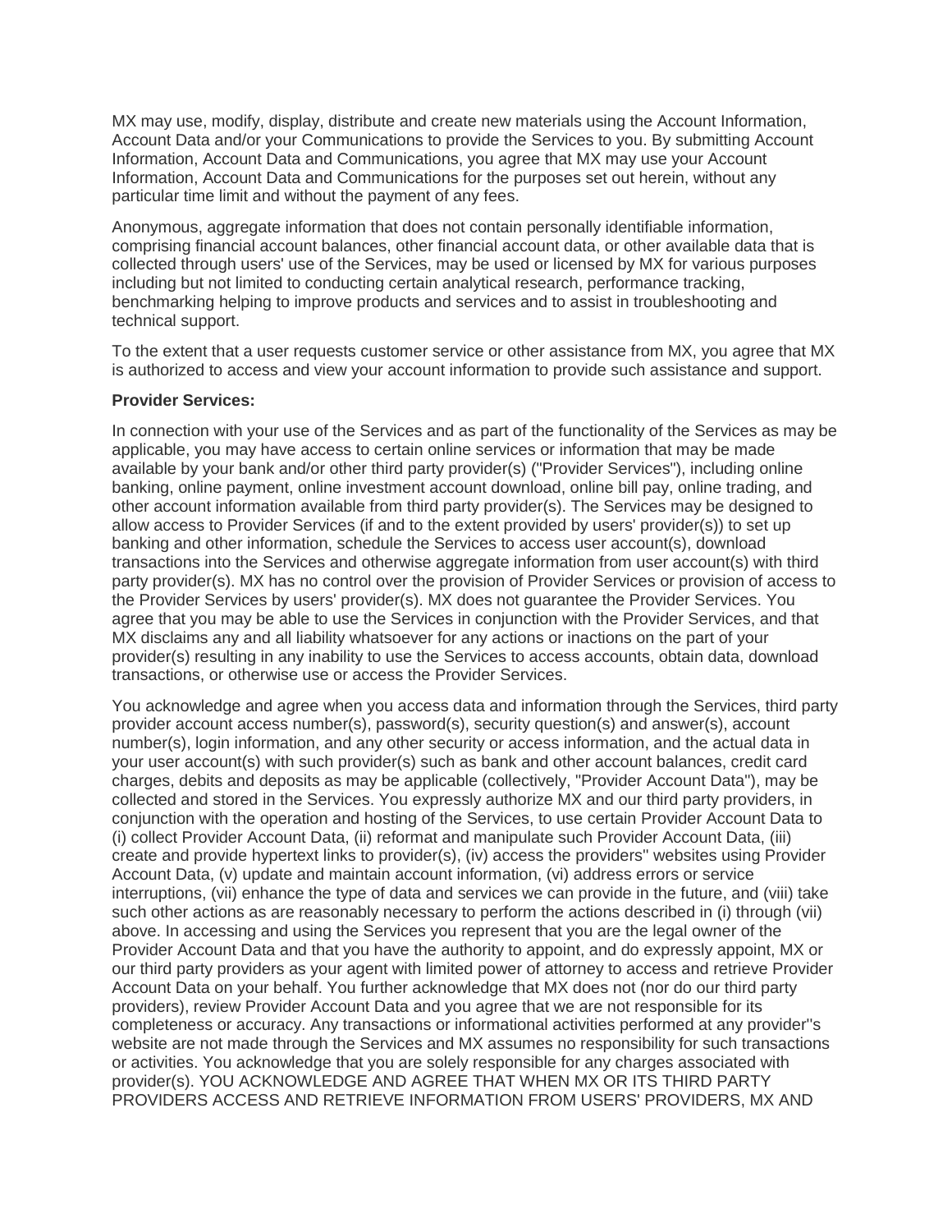MX may use, modify, display, distribute and create new materials using the Account Information, Account Data and/or your Communications to provide the Services to you. By submitting Account Information, Account Data and Communications, you agree that MX may use your Account Information, Account Data and Communications for the purposes set out herein, without any particular time limit and without the payment of any fees.

Anonymous, aggregate information that does not contain personally identifiable information, comprising financial account balances, other financial account data, or other available data that is collected through users' use of the Services, may be used or licensed by MX for various purposes including but not limited to conducting certain analytical research, performance tracking, benchmarking helping to improve products and services and to assist in troubleshooting and technical support.

To the extent that a user requests customer service or other assistance from MX, you agree that MX is authorized to access and view your account information to provide such assistance and support.

**Provider Services:**

In connection with your use of the Services and as part of the functionality of the Services as may be applicable, you may have access to certain online services or information that may be made available by your bank and/or other third party provider(s) ("Provider Services"), including online banking, online payment, online investment account download, online bill pay, online trading, and other account information available from third party provider(s). The Services may be designed to allow access to Provider Services (if and to the extent provided by users' provider(s)) to set up banking and other information, schedule the Services to access user account(s), download transactions into the Services and otherwise aggregate information from user account(s) with third party provider(s). MX has no control over the provision of Provider Services or provision of access to the Provider Services by users' provider(s). MX does not guarantee the Provider Services. You agree that you may be able to use the Services in conjunction with the Provider Services, and that MX disclaims any and all liability whatsoever for any actions or inactions on the part of your provider(s) resulting in any inability to use the Services to access accounts, obtain data, download transactions, or otherwise use or access the Provider Services.

You acknowledge and agree when you access data and information through the Services, third party provider account access number(s), password(s), security question(s) and answer(s), account number(s), login information, and any other security or access information, and the actual data in your user account(s) with such provider(s) such as bank and other account balances, credit card charges, debits and deposits as may be applicable (collectively, "Provider Account Data"), may be collected and stored in the Services. You expressly authorize MX and our third party providers, in conjunction with the operation and hosting of the Services, to use certain Provider Account Data to (i) collect Provider Account Data, (ii) reformat and manipulate such Provider Account Data, (iii) create and provide hypertext links to provider(s), (iv) access the providers'' websites using Provider Account Data, (v) update and maintain account information, (vi) address errors or service interruptions, (vii) enhance the type of data and services we can provide in the future, and (viii) take such other actions as are reasonably necessary to perform the actions described in (i) through (vii) above. In accessing and using the Services you represent that you are the legal owner of the Provider Account Data and that you have the authority to appoint, and do expressly appoint, MX or our third party providers as your agent with limited power of attorney to access and retrieve Provider Account Data on your behalf. You further acknowledge that MX does not (nor do our third party providers), review Provider Account Data and you agree that we are not responsible for its completeness or accuracy. Any transactions or informational activities performed at any provider''s website are not made through the Services and MX assumes no responsibility for such transactions or activities. You acknowledge that you are solely responsible for any charges associated with provider(s). YOU ACKNOWLEDGE AND AGREE THAT WHEN MX OR ITS THIRD PARTY PROVIDERS ACCESS AND RETRIEVE INFORMATION FROM USERS' PROVIDERS, MX AND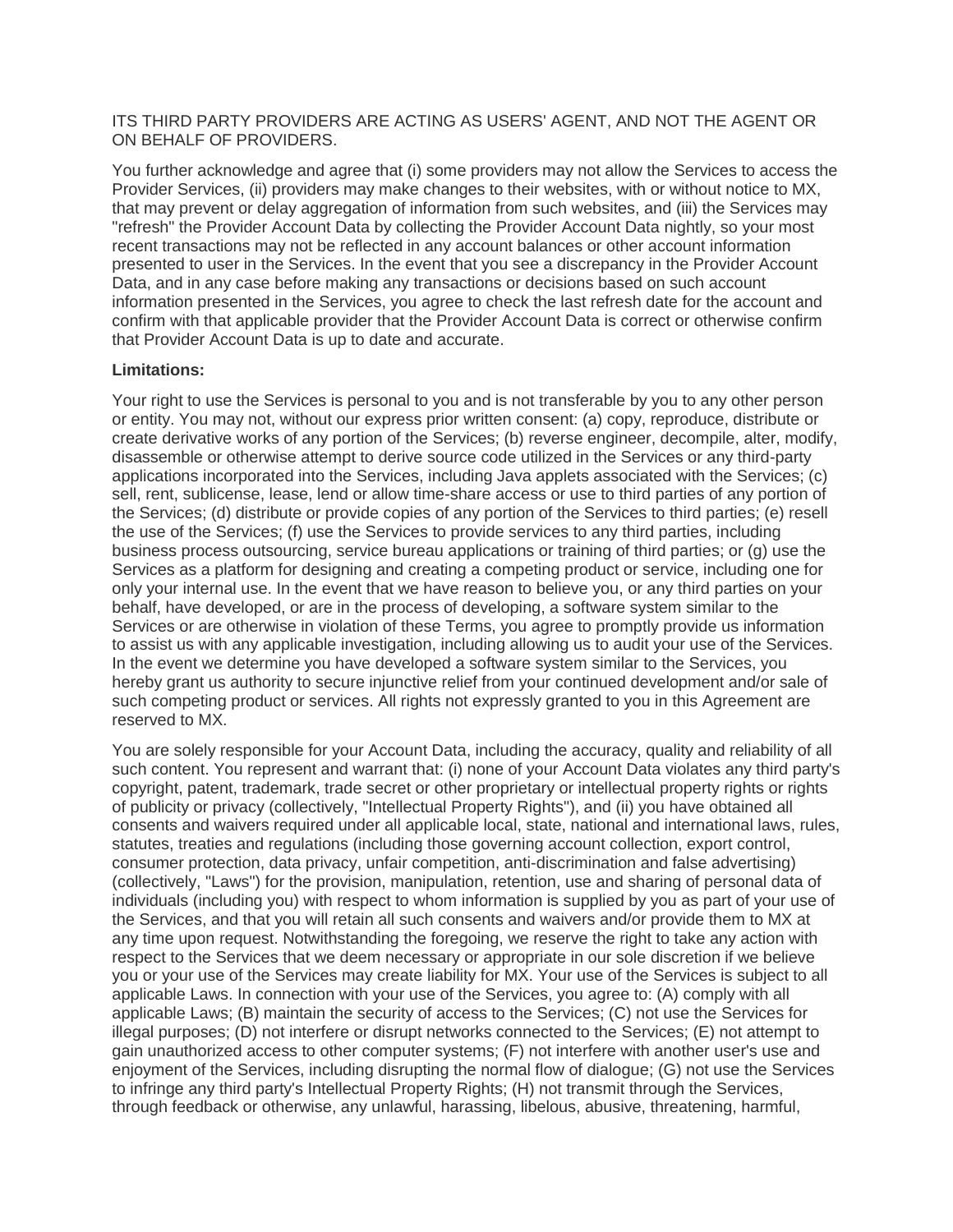ITS THIRD PARTY PROVIDERS ARE ACTING AS USERS' AGENT, AND NOT THE AGENT OR ON BEHALF OF PROVIDERS.

You further acknowledge and agree that (i) some providers may not allow the Services to access the Provider Services, (ii) providers may make changes to their websites, with or without notice to MX, that may prevent or delay aggregation of information from such websites, and (iii) the Services may "refresh" the Provider Account Data by collecting the Provider Account Data nightly, so your most recent transactions may not be reflected in any account balances or other account information presented to user in the Services. In the event that you see a discrepancy in the Provider Account Data, and in any case before making any transactions or decisions based on such account information presented in the Services, you agree to check the last refresh date for the account and confirm with that applicable provider that the Provider Account Data is correct or otherwise confirm that Provider Account Data is up to date and accurate.

**Limitations:**

Your right to use the Services is personal to you and is not transferable by you to any other person or entity. You may not, without our express prior written consent: (a) copy, reproduce, distribute or create derivative works of any portion of the Services; (b) reverse engineer, decompile, alter, modify, disassemble or otherwise attempt to derive source code utilized in the Services or any third-party applications incorporated into the Services, including Java applets associated with the Services; (c) sell, rent, sublicense, lease, lend or allow time-share access or use to third parties of any portion of the Services; (d) distribute or provide copies of any portion of the Services to third parties; (e) resell the use of the Services; (f) use the Services to provide services to any third parties, including business process outsourcing, service bureau applications or training of third parties; or (g) use the Services as a platform for designing and creating a competing product or service, including one for only your internal use. In the event that we have reason to believe you, or any third parties on your behalf, have developed, or are in the process of developing, a software system similar to the Services or are otherwise in violation of these Terms, you agree to promptly provide us information to assist us with any applicable investigation, including allowing us to audit your use of the Services. In the event we determine you have developed a software system similar to the Services, you hereby grant us authority to secure injunctive relief from your continued development and/or sale of such competing product or services. All rights not expressly granted to you in this Agreement are reserved to MX.

You are solely responsible for your Account Data, including the accuracy, quality and reliability of all such content. You represent and warrant that: (i) none of your Account Data violates any third party's copyright, patent, trademark, trade secret or other proprietary or intellectual property rights or rights of publicity or privacy (collectively, "Intellectual Property Rights"), and (ii) you have obtained all consents and waivers required under all applicable local, state, national and international laws, rules, statutes, treaties and regulations (including those governing account collection, export control, consumer protection, data privacy, unfair competition, anti-discrimination and false advertising) (collectively, "Laws") for the provision, manipulation, retention, use and sharing of personal data of individuals (including you) with respect to whom information is supplied by you as part of your use of the Services, and that you will retain all such consents and waivers and/or provide them to MX at any time upon request. Notwithstanding the foregoing, we reserve the right to take any action with respect to the Services that we deem necessary or appropriate in our sole discretion if we believe you or your use of the Services may create liability for MX. Your use of the Services is subject to all applicable Laws. In connection with your use of the Services, you agree to: (A) comply with all applicable Laws; (B) maintain the security of access to the Services; (C) not use the Services for illegal purposes; (D) not interfere or disrupt networks connected to the Services; (E) not attempt to gain unauthorized access to other computer systems; (F) not interfere with another user's use and enjoyment of the Services, including disrupting the normal flow of dialogue; (G) not use the Services to infringe any third party's Intellectual Property Rights; (H) not transmit through the Services, through feedback or otherwise, any unlawful, harassing, libelous, abusive, threatening, harmful,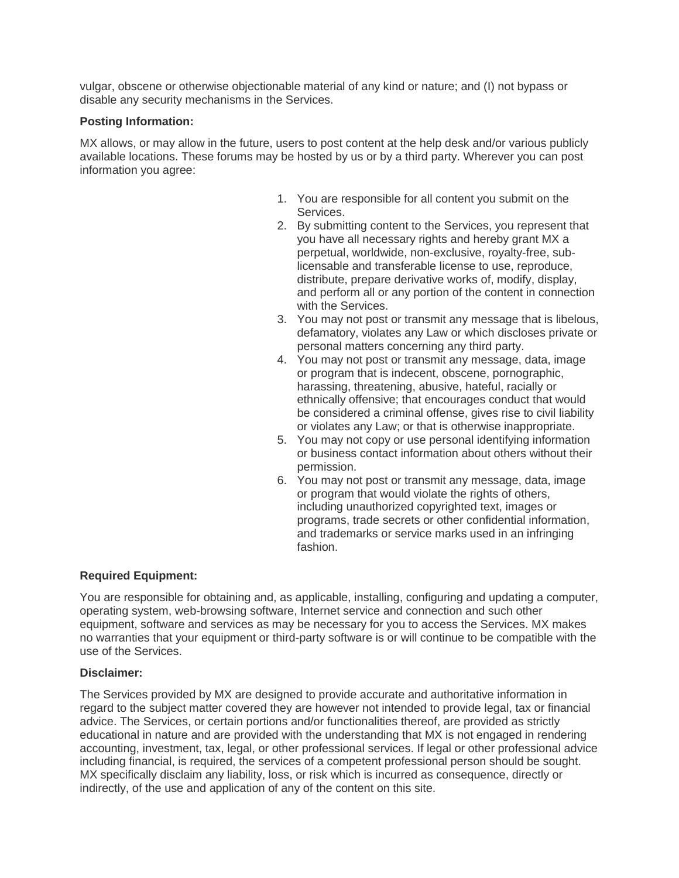vulgar, obscene or otherwise objectionable material of any kind or nature; and (I) not bypass or disable any security mechanisms in the Services.

**Posting Information:**

MX allows, or may allow in the future, users to post content at the help desk and/or various publicly available locations. These forums may be hosted by us or by a third party. Wherever you can post information you agree:

1. You are responsible for all content you submit on the Services.
2. By submitting content to the Services, you represent that you have all necessary rights and hereby grant MX a perpetual, worldwide, non-exclusive, royalty-free, sub-licensable and transferable license to use, reproduce, distribute, prepare derivative works of, modify, display, and perform all or any portion of the content in connection with the Services.
3. You may not post or transmit any message that is libelous, defamatory, violates any Law or which discloses private or personal matters concerning any third party.
4. You may not post or transmit any message, data, image or program that is indecent, obscene, pornographic, harassing, threatening, abusive, hateful, racially or ethnically offensive; that encourages conduct that would be considered a criminal offense, gives rise to civil liability or violates any Law; or that is otherwise inappropriate.
5. You may not copy or use personal identifying information or business contact information about others without their permission.
6. You may not post or transmit any message, data, image or program that would violate the rights of others, including unauthorized copyrighted text, images or programs, trade secrets or other confidential information, and trademarks or service marks used in an infringing fashion.

**Required Equipment:**

You are responsible for obtaining and, as applicable, installing, configuring and updating a computer, operating system, web-browsing software, Internet service and connection and such other equipment, software and services as may be necessary for you to access the Services. MX makes no warranties that your equipment or third-party software is or will continue to be compatible with the use of the Services.

**Disclaimer:**

The Services provided by MX are designed to provide accurate and authoritative information in regard to the subject matter covered they are however not intended to provide legal, tax or financial advice. The Services, or certain portions and/or functionalities thereof, are provided as strictly educational in nature and are provided with the understanding that MX is not engaged in rendering accounting, investment, tax, legal, or other professional services. If legal or other professional advice including financial, is required, the services of a competent professional person should be sought. MX specifically disclaim any liability, loss, or risk which is incurred as consequence, directly or indirectly, of the use and application of any of the content on this site.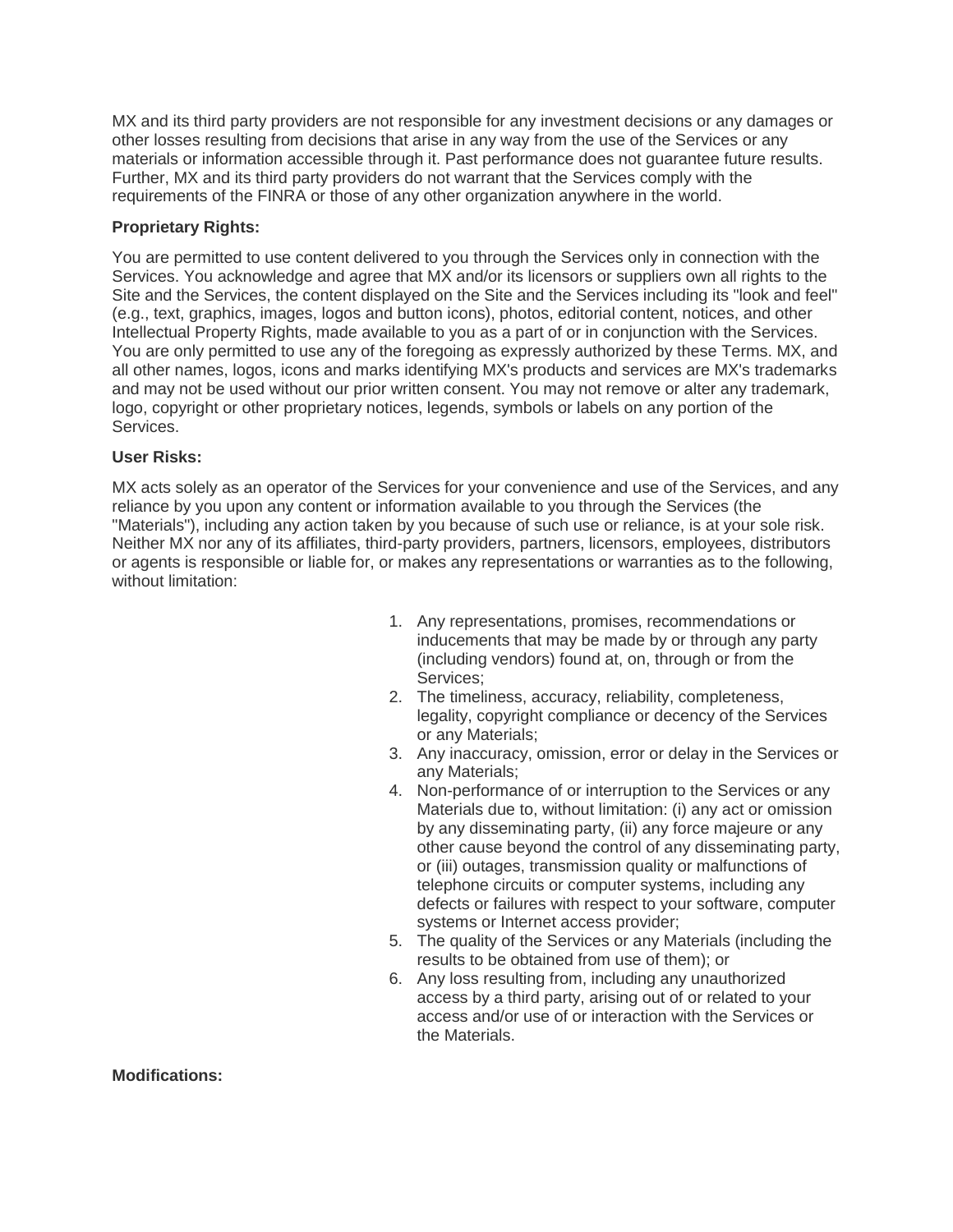MX and its third party providers are not responsible for any investment decisions or any damages or other losses resulting from decisions that arise in any way from the use of the Services or any materials or information accessible through it. Past performance does not guarantee future results. Further, MX and its third party providers do not warrant that the Services comply with the requirements of the FINRA or those of any other organization anywhere in the world.

**Proprietary Rights:**

You are permitted to use content delivered to you through the Services only in connection with the Services. You acknowledge and agree that MX and/or its licensors or suppliers own all rights to the Site and the Services, the content displayed on the Site and the Services including its "look and feel" (e.g., text, graphics, images, logos and button icons), photos, editorial content, notices, and other Intellectual Property Rights, made available to you as a part of or in conjunction with the Services. You are only permitted to use any of the foregoing as expressly authorized by these Terms. MX, and all other names, logos, icons and marks identifying MX's products and services are MX's trademarks and may not be used without our prior written consent. You may not remove or alter any trademark, logo, copyright or other proprietary notices, legends, symbols or labels on any portion of the Services.

**User Risks:**

MX acts solely as an operator of the Services for your convenience and use of the Services, and any reliance by you upon any content or information available to you through the Services (the "Materials"), including any action taken by you because of such use or reliance, is at your sole risk. Neither MX nor any of its affiliates, third-party providers, partners, licensors, employees, distributors or agents is responsible or liable for, or makes any representations or warranties as to the following, without limitation:

1. Any representations, promises, recommendations or inducements that may be made by or through any party (including vendors) found at, on, through or from the Services;
2. The timeliness, accuracy, reliability, completeness, legality, copyright compliance or decency of the Services or any Materials;
3. Any inaccuracy, omission, error or delay in the Services or any Materials;
4. Non-performance of or interruption to the Services or any Materials due to, without limitation: (i) any act or omission by any disseminating party, (ii) any force majeure or any other cause beyond the control of any disseminating party, or (iii) outages, transmission quality or malfunctions of telephone circuits or computer systems, including any defects or failures with respect to your software, computer systems or Internet access provider;
5. The quality of the Services or any Materials (including the results to be obtained from use of them); or
6. Any loss resulting from, including any unauthorized access by a third party, arising out of or related to your access and/or use of or interaction with the Services or the Materials.

**Modifications:**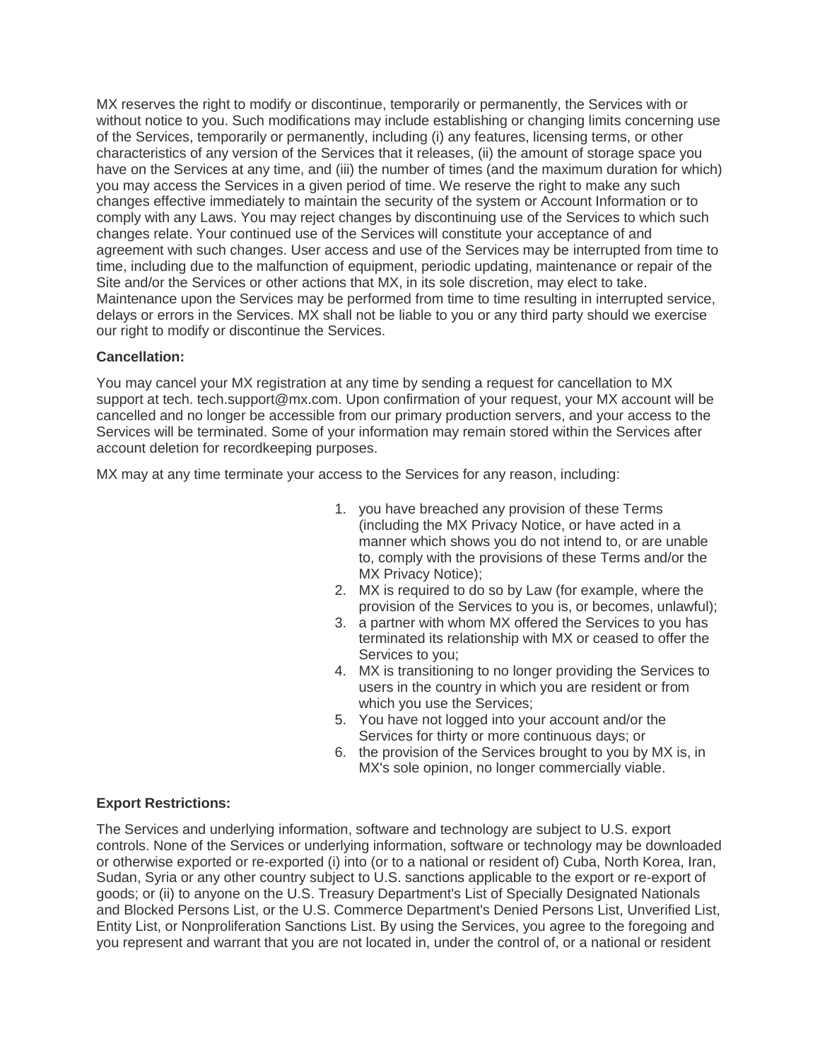MX reserves the right to modify or discontinue, temporarily or permanently, the Services with or without notice to you. Such modifications may include establishing or changing limits concerning use of the Services, temporarily or permanently, including (i) any features, licensing terms, or other characteristics of any version of the Services that it releases, (ii) the amount of storage space you have on the Services at any time, and (iii) the number of times (and the maximum duration for which) you may access the Services in a given period of time. We reserve the right to make any such changes effective immediately to maintain the security of the system or Account Information or to comply with any Laws. You may reject changes by discontinuing use of the Services to which such changes relate. Your continued use of the Services will constitute your acceptance of and agreement with such changes. User access and use of the Services may be interrupted from time to time, including due to the malfunction of equipment, periodic updating, maintenance or repair of the Site and/or the Services or other actions that MX, in its sole discretion, may elect to take. Maintenance upon the Services may be performed from time to time resulting in interrupted service, delays or errors in the Services. MX shall not be liable to you or any third party should we exercise our right to modify or discontinue the Services.

**Cancellation:**

You may cancel your MX registration at any time by sending a request for cancellation to MX support at tech. tech.support@mx.com. Upon confirmation of your request, your MX account will be cancelled and no longer be accessible from our primary production servers, and your access to the Services will be terminated. Some of your information may remain stored within the Services after account deletion for recordkeeping purposes.

MX may at any time terminate your access to the Services for any reason, including:

1. you have breached any provision of these Terms (including the MX Privacy Notice, or have acted in a manner which shows you do not intend to, or are unable to, comply with the provisions of these Terms and/or the MX Privacy Notice);
2. MX is required to do so by Law (for example, where the provision of the Services to you is, or becomes, unlawful);
3. a partner with whom MX offered the Services to you has terminated its relationship with MX or ceased to offer the Services to you;
4. MX is transitioning to no longer providing the Services to users in the country in which you are resident or from which you use the Services;
5. You have not logged into your account and/or the Services for thirty or more continuous days; or
6. the provision of the Services brought to you by MX is, in MX's sole opinion, no longer commercially viable.

**Export Restrictions:**

The Services and underlying information, software and technology are subject to U.S. export controls. None of the Services or underlying information, software or technology may be downloaded or otherwise exported or re-exported (i) into (or to a national or resident of) Cuba, North Korea, Iran, Sudan, Syria or any other country subject to U.S. sanctions applicable to the export or re-export of goods; or (ii) to anyone on the U.S. Treasury Department's List of Specially Designated Nationals and Blocked Persons List, or the U.S. Commerce Department's Denied Persons List, Unverified List, Entity List, or Nonproliferation Sanctions List. By using the Services, you agree to the foregoing and you represent and warrant that you are not located in, under the control of, or a national or resident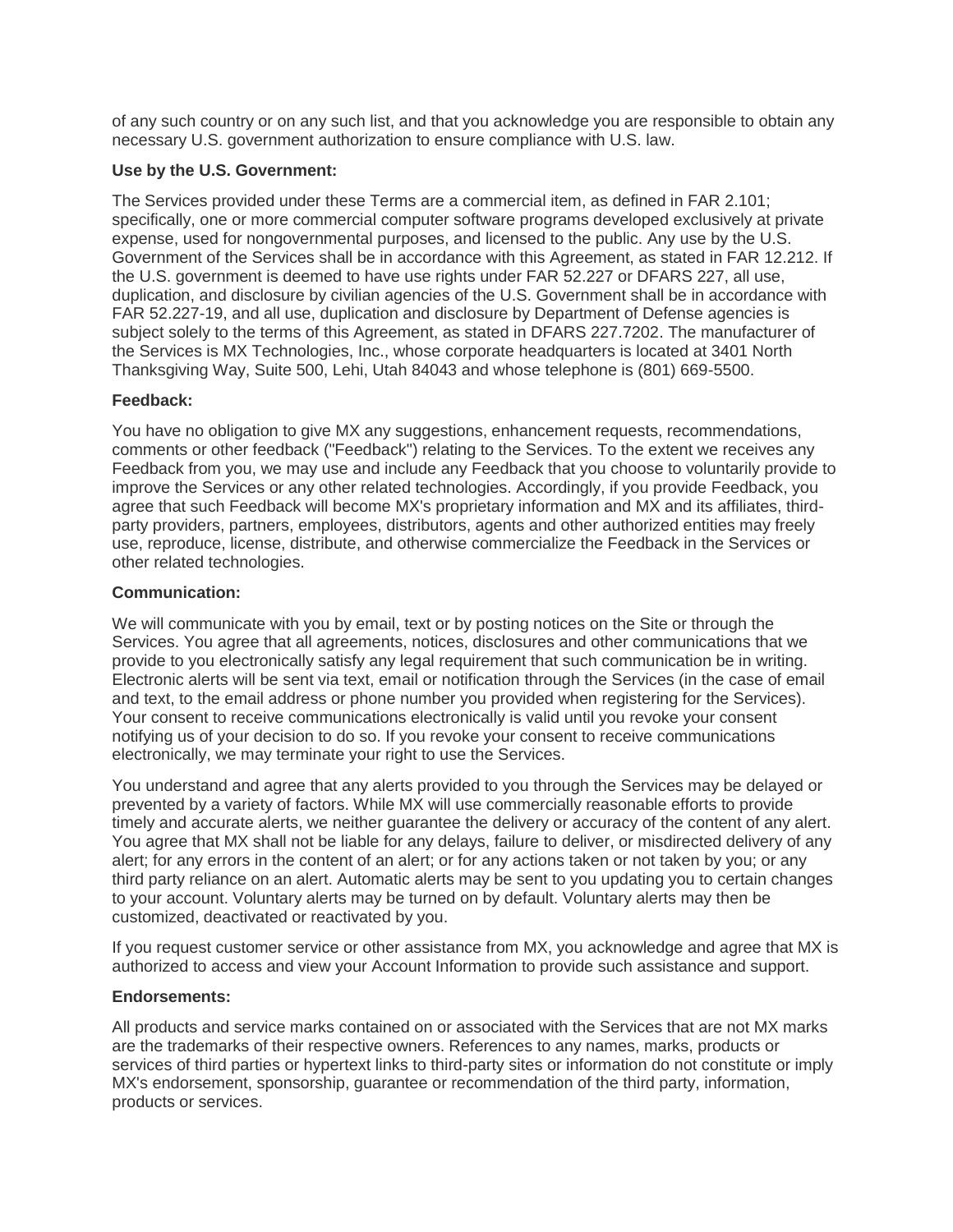of any such country or on any such list, and that you acknowledge you are responsible to obtain any necessary U.S. government authorization to ensure compliance with U.S. law.

**Use by the U.S. Government:**

The Services provided under these Terms are a commercial item, as defined in FAR 2.101; specifically, one or more commercial computer software programs developed exclusively at private expense, used for nongovernmental purposes, and licensed to the public. Any use by the U.S. Government of the Services shall be in accordance with this Agreement, as stated in FAR 12.212. If the U.S. government is deemed to have use rights under FAR 52.227 or DFARS 227, all use, duplication, and disclosure by civilian agencies of the U.S. Government shall be in accordance with FAR 52.227-19, and all use, duplication and disclosure by Department of Defense agencies is subject solely to the terms of this Agreement, as stated in DFARS 227.7202. The manufacturer of the Services is MX Technologies, Inc., whose corporate headquarters is located at 3401 North Thanksgiving Way, Suite 500, Lehi, Utah 84043 and whose telephone is (801) 669-5500.

**Feedback:**

You have no obligation to give MX any suggestions, enhancement requests, recommendations, comments or other feedback ("Feedback") relating to the Services. To the extent we receives any Feedback from you, we may use and include any Feedback that you choose to voluntarily provide to improve the Services or any other related technologies. Accordingly, if you provide Feedback, you agree that such Feedback will become MX's proprietary information and MX and its affiliates, third-party providers, partners, employees, distributors, agents and other authorized entities may freely use, reproduce, license, distribute, and otherwise commercialize the Feedback in the Services or other related technologies.

**Communication:**

We will communicate with you by email, text or by posting notices on the Site or through the Services. You agree that all agreements, notices, disclosures and other communications that we provide to you electronically satisfy any legal requirement that such communication be in writing. Electronic alerts will be sent via text, email or notification through the Services (in the case of email and text, to the email address or phone number you provided when registering for the Services). Your consent to receive communications electronically is valid until you revoke your consent notifying us of your decision to do so. If you revoke your consent to receive communications electronically, we may terminate your right to use the Services.

You understand and agree that any alerts provided to you through the Services may be delayed or prevented by a variety of factors. While MX will use commercially reasonable efforts to provide timely and accurate alerts, we neither guarantee the delivery or accuracy of the content of any alert. You agree that MX shall not be liable for any delays, failure to deliver, or misdirected delivery of any alert; for any errors in the content of an alert; or for any actions taken or not taken by you; or any third party reliance on an alert. Automatic alerts may be sent to you updating you to certain changes to your account. Voluntary alerts may be turned on by default. Voluntary alerts may then be customized, deactivated or reactivated by you.

If you request customer service or other assistance from MX, you acknowledge and agree that MX is authorized to access and view your Account Information to provide such assistance and support.

**Endorsements:**

All products and service marks contained on or associated with the Services that are not MX marks are the trademarks of their respective owners. References to any names, marks, products or services of third parties or hypertext links to third-party sites or information do not constitute or imply MX's endorsement, sponsorship, guarantee or recommendation of the third party, information, products or services.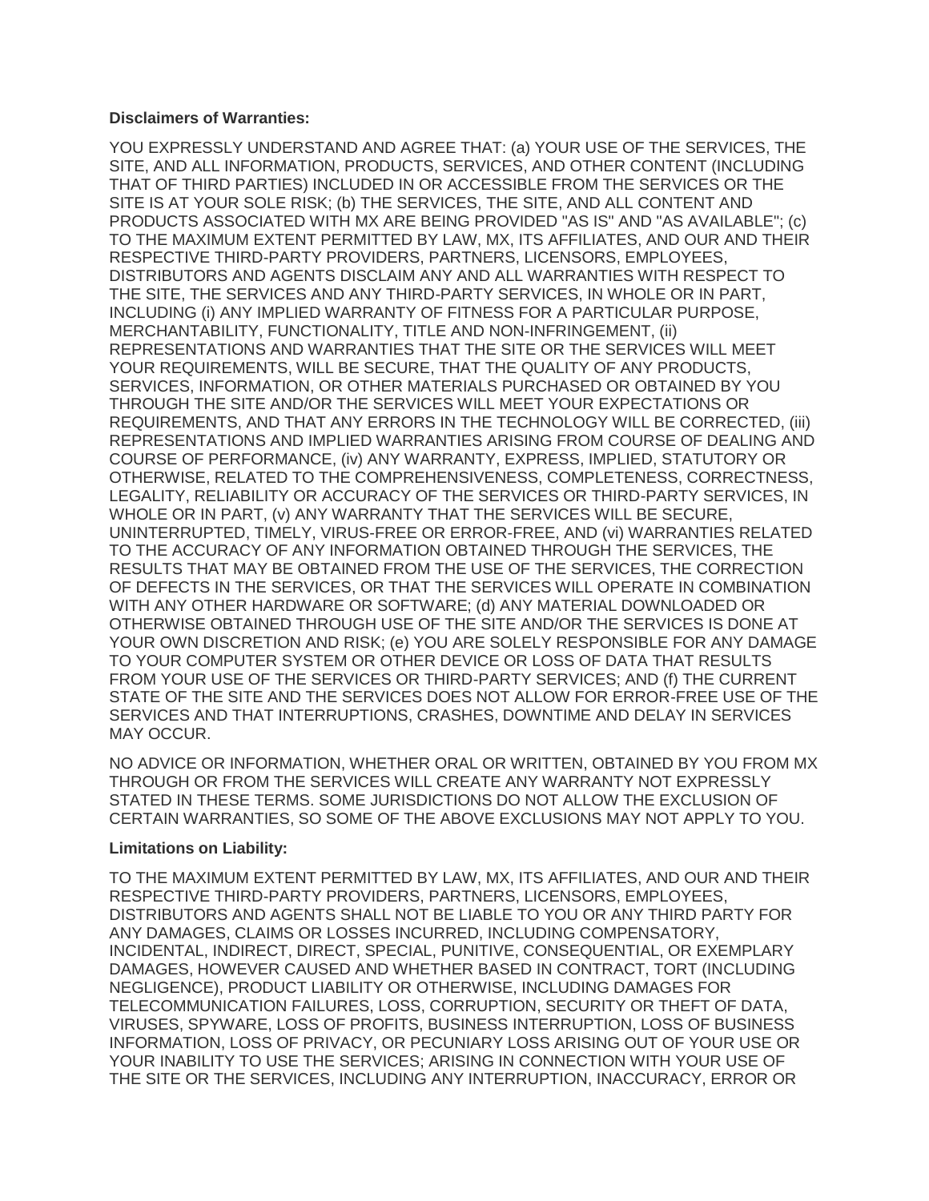**Disclaimers of Warranties:**

YOU EXPRESSLY UNDERSTAND AND AGREE THAT: (a) YOUR USE OF THE SERVICES, THE SITE, AND ALL INFORMATION, PRODUCTS, SERVICES, AND OTHER CONTENT (INCLUDING THAT OF THIRD PARTIES) INCLUDED IN OR ACCESSIBLE FROM THE SERVICES OR THE SITE IS AT YOUR SOLE RISK; (b) THE SERVICES, THE SITE, AND ALL CONTENT AND PRODUCTS ASSOCIATED WITH MX ARE BEING PROVIDED "AS IS" AND "AS AVAILABLE"; (c) TO THE MAXIMUM EXTENT PERMITTED BY LAW, MX, ITS AFFILIATES, AND OUR AND THEIR RESPECTIVE THIRD-PARTY PROVIDERS, PARTNERS, LICENSORS, EMPLOYEES, DISTRIBUTORS AND AGENTS DISCLAIM ANY AND ALL WARRANTIES WITH RESPECT TO THE SITE, THE SERVICES AND ANY THIRD-PARTY SERVICES, IN WHOLE OR IN PART, INCLUDING (i) ANY IMPLIED WARRANTY OF FITNESS FOR A PARTICULAR PURPOSE, MERCHANTABILITY, FUNCTIONALITY, TITLE AND NON-INFRINGEMENT, (ii) REPRESENTATIONS AND WARRANTIES THAT THE SITE OR THE SERVICES WILL MEET YOUR REQUIREMENTS, WILL BE SECURE, THAT THE QUALITY OF ANY PRODUCTS, SERVICES, INFORMATION, OR OTHER MATERIALS PURCHASED OR OBTAINED BY YOU THROUGH THE SITE AND/OR THE SERVICES WILL MEET YOUR EXPECTATIONS OR REQUIREMENTS, AND THAT ANY ERRORS IN THE TECHNOLOGY WILL BE CORRECTED, (iii) REPRESENTATIONS AND IMPLIED WARRANTIES ARISING FROM COURSE OF DEALING AND COURSE OF PERFORMANCE, (iv) ANY WARRANTY, EXPRESS, IMPLIED, STATUTORY OR OTHERWISE, RELATED TO THE COMPREHENSIVENESS, COMPLETENESS, CORRECTNESS, LEGALITY, RELIABILITY OR ACCURACY OF THE SERVICES OR THIRD-PARTY SERVICES, IN WHOLE OR IN PART, (v) ANY WARRANTY THAT THE SERVICES WILL BE SECURE, UNINTERRUPTED, TIMELY, VIRUS-FREE OR ERROR-FREE, AND (vi) WARRANTIES RELATED TO THE ACCURACY OF ANY INFORMATION OBTAINED THROUGH THE SERVICES, THE RESULTS THAT MAY BE OBTAINED FROM THE USE OF THE SERVICES, THE CORRECTION OF DEFECTS IN THE SERVICES, OR THAT THE SERVICES WILL OPERATE IN COMBINATION WITH ANY OTHER HARDWARE OR SOFTWARE; (d) ANY MATERIAL DOWNLOADED OR OTHERWISE OBTAINED THROUGH USE OF THE SITE AND/OR THE SERVICES IS DONE AT YOUR OWN DISCRETION AND RISK; (e) YOU ARE SOLELY RESPONSIBLE FOR ANY DAMAGE TO YOUR COMPUTER SYSTEM OR OTHER DEVICE OR LOSS OF DATA THAT RESULTS FROM YOUR USE OF THE SERVICES OR THIRD-PARTY SERVICES; AND (f) THE CURRENT STATE OF THE SITE AND THE SERVICES DOES NOT ALLOW FOR ERROR-FREE USE OF THE SERVICES AND THAT INTERRUPTIONS, CRASHES, DOWNTIME AND DELAY IN SERVICES MAY OCCUR.

NO ADVICE OR INFORMATION, WHETHER ORAL OR WRITTEN, OBTAINED BY YOU FROM MX THROUGH OR FROM THE SERVICES WILL CREATE ANY WARRANTY NOT EXPRESSLY STATED IN THESE TERMS. SOME JURISDICTIONS DO NOT ALLOW THE EXCLUSION OF CERTAIN WARRANTIES, SO SOME OF THE ABOVE EXCLUSIONS MAY NOT APPLY TO YOU.

**Limitations on Liability:**

TO THE MAXIMUM EXTENT PERMITTED BY LAW, MX, ITS AFFILIATES, AND OUR AND THEIR RESPECTIVE THIRD-PARTY PROVIDERS, PARTNERS, LICENSORS, EMPLOYEES, DISTRIBUTORS AND AGENTS SHALL NOT BE LIABLE TO YOU OR ANY THIRD PARTY FOR ANY DAMAGES, CLAIMS OR LOSSES INCURRED, INCLUDING COMPENSATORY, INCIDENTAL, INDIRECT, DIRECT, SPECIAL, PUNITIVE, CONSEQUENTIAL, OR EXEMPLARY DAMAGES, HOWEVER CAUSED AND WHETHER BASED IN CONTRACT, TORT (INCLUDING NEGLIGENCE), PRODUCT LIABILITY OR OTHERWISE, INCLUDING DAMAGES FOR TELECOMMUNICATION FAILURES, LOSS, CORRUPTION, SECURITY OR THEFT OF DATA, VIRUSES, SPYWARE, LOSS OF PROFITS, BUSINESS INTERRUPTION, LOSS OF BUSINESS INFORMATION, LOSS OF PRIVACY, OR PECUNIARY LOSS ARISING OUT OF YOUR USE OR YOUR INABILITY TO USE THE SERVICES; ARISING IN CONNECTION WITH YOUR USE OF THE SITE OR THE SERVICES, INCLUDING ANY INTERRUPTION, INACCURACY, ERROR OR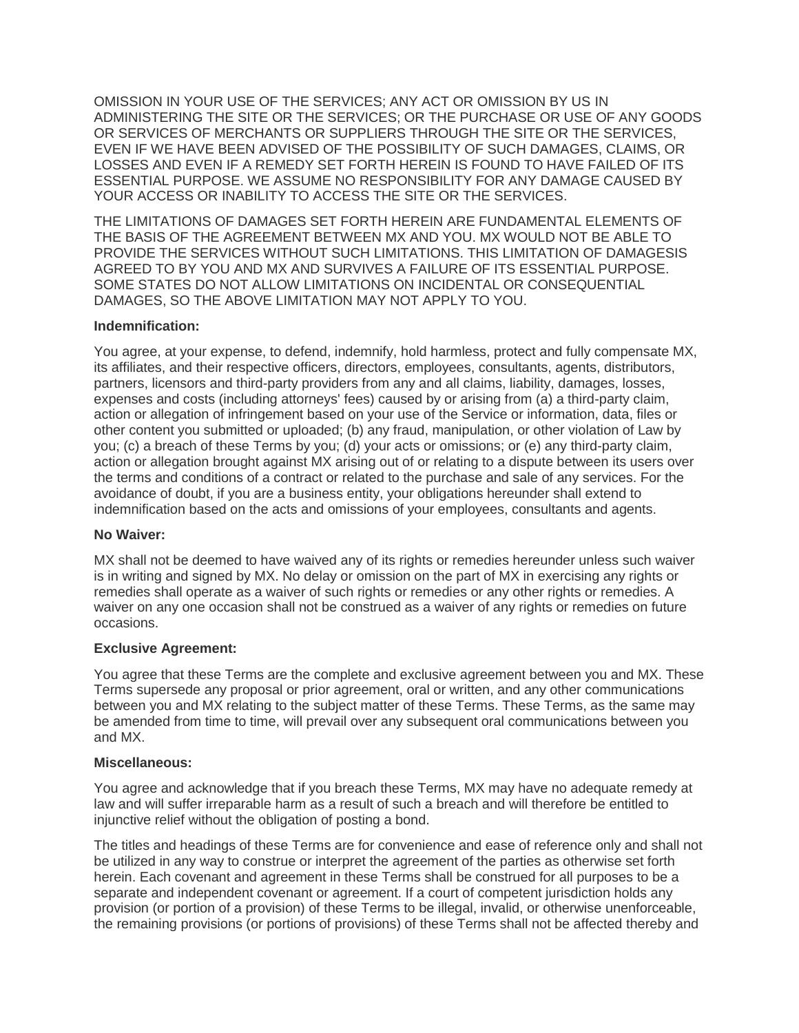OMISSION IN YOUR USE OF THE SERVICES; ANY ACT OR OMISSION BY US IN ADMINISTERING THE SITE OR THE SERVICES; OR THE PURCHASE OR USE OF ANY GOODS OR SERVICES OF MERCHANTS OR SUPPLIERS THROUGH THE SITE OR THE SERVICES, EVEN IF WE HAVE BEEN ADVISED OF THE POSSIBILITY OF SUCH DAMAGES, CLAIMS, OR LOSSES AND EVEN IF A REMEDY SET FORTH HEREIN IS FOUND TO HAVE FAILED OF ITS ESSENTIAL PURPOSE. WE ASSUME NO RESPONSIBILITY FOR ANY DAMAGE CAUSED BY YOUR ACCESS OR INABILITY TO ACCESS THE SITE OR THE SERVICES.

THE LIMITATIONS OF DAMAGES SET FORTH HEREIN ARE FUNDAMENTAL ELEMENTS OF THE BASIS OF THE AGREEMENT BETWEEN MX AND YOU. MX WOULD NOT BE ABLE TO PROVIDE THE SERVICES WITHOUT SUCH LIMITATIONS. THIS LIMITATION OF DAMAGESIS AGREED TO BY YOU AND MX AND SURVIVES A FAILURE OF ITS ESSENTIAL PURPOSE. SOME STATES DO NOT ALLOW LIMITATIONS ON INCIDENTAL OR CONSEQUENTIAL DAMAGES, SO THE ABOVE LIMITATION MAY NOT APPLY TO YOU.

**Indemnification:**

You agree, at your expense, to defend, indemnify, hold harmless, protect and fully compensate MX, its affiliates, and their respective officers, directors, employees, consultants, agents, distributors, partners, licensors and third-party providers from any and all claims, liability, damages, losses, expenses and costs (including attorneys' fees) caused by or arising from (a) a third-party claim, action or allegation of infringement based on your use of the Service or information, data, files or other content you submitted or uploaded; (b) any fraud, manipulation, or other violation of Law by you; (c) a breach of these Terms by you; (d) your acts or omissions; or (e) any third-party claim, action or allegation brought against MX arising out of or relating to a dispute between its users over the terms and conditions of a contract or related to the purchase and sale of any services. For the avoidance of doubt, if you are a business entity, your obligations hereunder shall extend to indemnification based on the acts and omissions of your employees, consultants and agents.

**No Waiver:**

MX shall not be deemed to have waived any of its rights or remedies hereunder unless such waiver is in writing and signed by MX. No delay or omission on the part of MX in exercising any rights or remedies shall operate as a waiver of such rights or remedies or any other rights or remedies. A waiver on any one occasion shall not be construed as a waiver of any rights or remedies on future occasions.

**Exclusive Agreement:**

You agree that these Terms are the complete and exclusive agreement between you and MX. These Terms supersede any proposal or prior agreement, oral or written, and any other communications between you and MX relating to the subject matter of these Terms. These Terms, as the same may be amended from time to time, will prevail over any subsequent oral communications between you and MX.

**Miscellaneous:**

You agree and acknowledge that if you breach these Terms, MX may have no adequate remedy at law and will suffer irreparable harm as a result of such a breach and will therefore be entitled to injunctive relief without the obligation of posting a bond.

The titles and headings of these Terms are for convenience and ease of reference only and shall not be utilized in any way to construe or interpret the agreement of the parties as otherwise set forth herein. Each covenant and agreement in these Terms shall be construed for all purposes to be a separate and independent covenant or agreement. If a court of competent jurisdiction holds any provision (or portion of a provision) of these Terms to be illegal, invalid, or otherwise unenforceable, the remaining provisions (or portions of provisions) of these Terms shall not be affected thereby and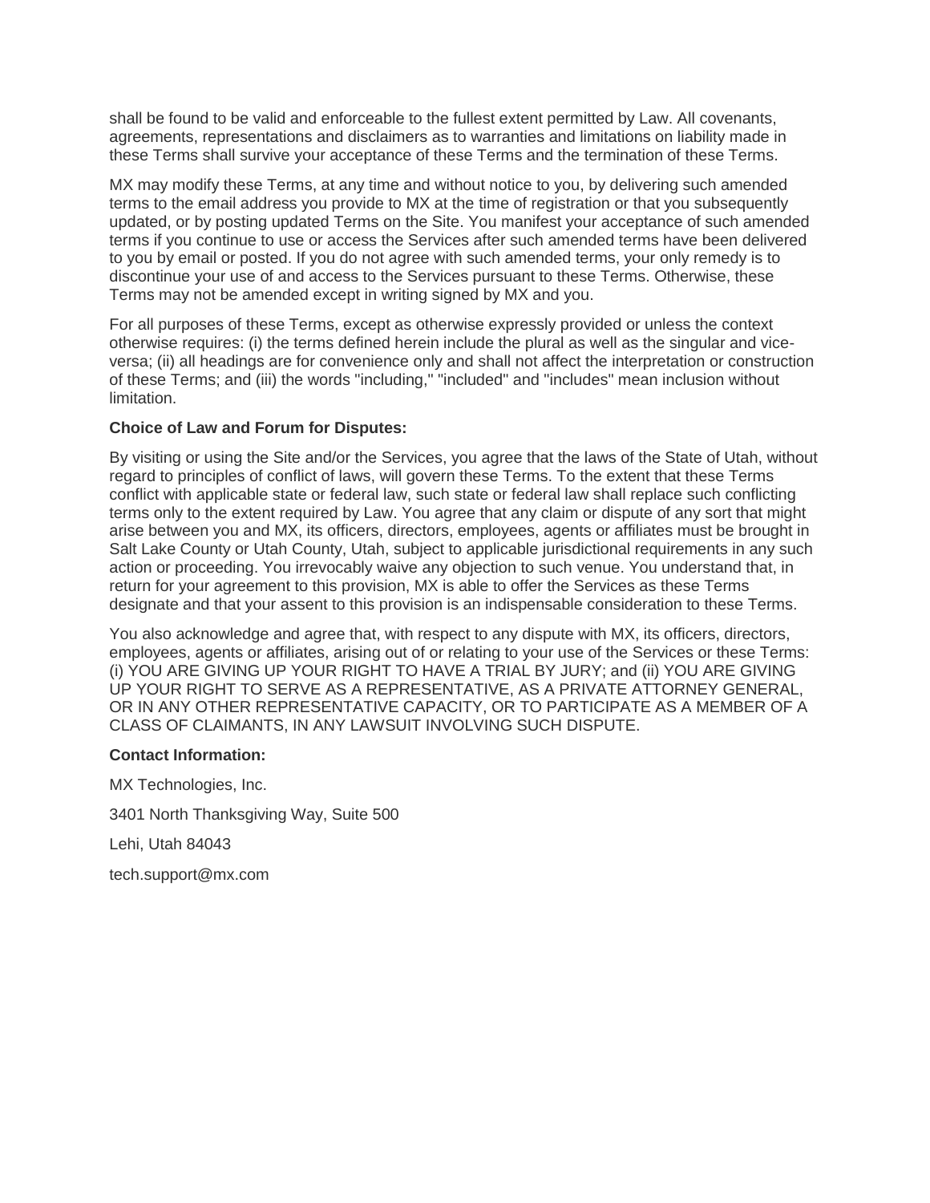shall be found to be valid and enforceable to the fullest extent permitted by Law. All covenants, agreements, representations and disclaimers as to warranties and limitations on liability made in these Terms shall survive your acceptance of these Terms and the termination of these Terms.

MX may modify these Terms, at any time and without notice to you, by delivering such amended terms to the email address you provide to MX at the time of registration or that you subsequently updated, or by posting updated Terms on the Site. You manifest your acceptance of such amended terms if you continue to use or access the Services after such amended terms have been delivered to you by email or posted. If you do not agree with such amended terms, your only remedy is to discontinue your use of and access to the Services pursuant to these Terms. Otherwise, these Terms may not be amended except in writing signed by MX and you.

For all purposes of these Terms, except as otherwise expressly provided or unless the context otherwise requires: (i) the terms defined herein include the plural as well as the singular and vice-versa; (ii) all headings are for convenience only and shall not affect the interpretation or construction of these Terms; and (iii) the words "including," "included" and "includes" mean inclusion without limitation.

**Choice of Law and Forum for Disputes:**

By visiting or using the Site and/or the Services, you agree that the laws of the State of Utah, without regard to principles of conflict of laws, will govern these Terms. To the extent that these Terms conflict with applicable state or federal law, such state or federal law shall replace such conflicting terms only to the extent required by Law. You agree that any claim or dispute of any sort that might arise between you and MX, its officers, directors, employees, agents or affiliates must be brought in Salt Lake County or Utah County, Utah, subject to applicable jurisdictional requirements in any such action or proceeding. You irrevocably waive any objection to such venue. You understand that, in return for your agreement to this provision, MX is able to offer the Services as these Terms designate and that your assent to this provision is an indispensable consideration to these Terms.

You also acknowledge and agree that, with respect to any dispute with MX, its officers, directors, employees, agents or affiliates, arising out of or relating to your use of the Services or these Terms: (i) YOU ARE GIVING UP YOUR RIGHT TO HAVE A TRIAL BY JURY; and (ii) YOU ARE GIVING UP YOUR RIGHT TO SERVE AS A REPRESENTATIVE, AS A PRIVATE ATTORNEY GENERAL, OR IN ANY OTHER REPRESENTATIVE CAPACITY, OR TO PARTICIPATE AS A MEMBER OF A CLASS OF CLAIMANTS, IN ANY LAWSUIT INVOLVING SUCH DISPUTE.

**Contact Information:**

MX Technologies, Inc.

3401 North Thanksgiving Way, Suite 500

Lehi, Utah 84043

tech.support@mx.com